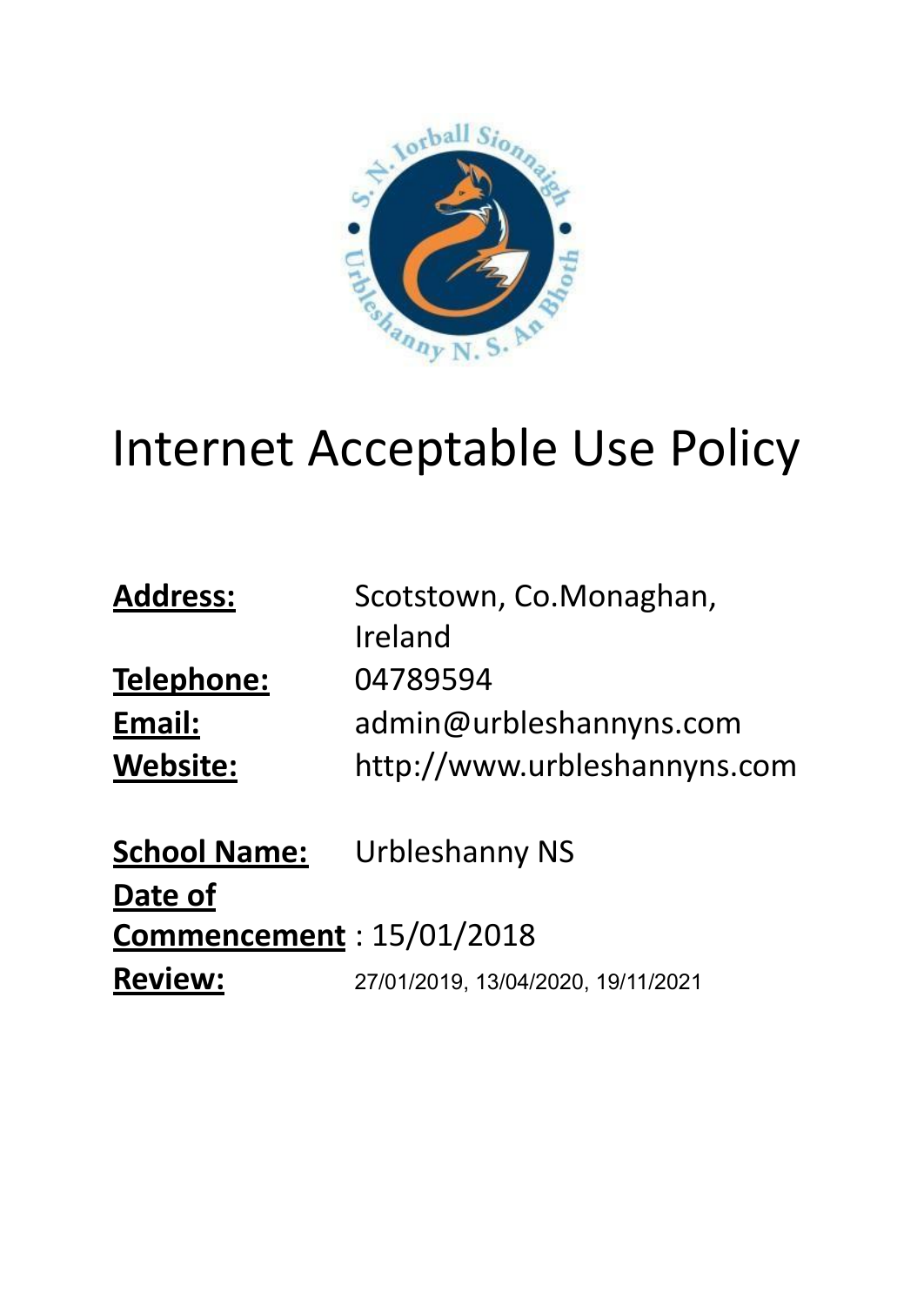# Internet Acceptable Use Policy

**Address:** Scotstown, Co.Monaghan, Ireland

**Telephone:** 04789594

**Email:** admin@urbleshannyns.com

**Website:** http://www.urbleshannyns.com

**School Name:** Urbleshanny NS

**Date of Commencement** : 15/01/2018

**Review:** 27/01/2019, 13/04/2020, 19/11/2021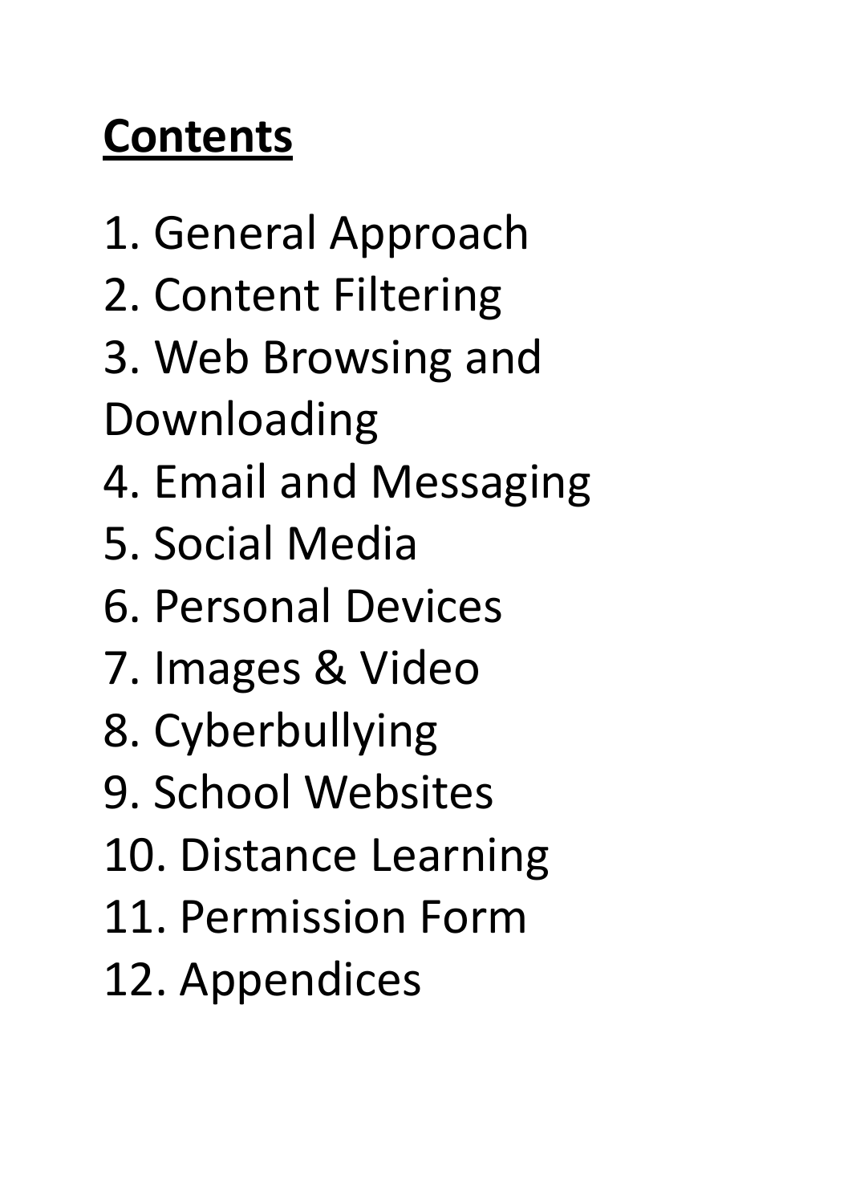## Contents

1. General Approach
2. Content Filtering
3. Web Browsing and Downloading
4. Email and Messaging
5. Social Media
6. Personal Devices
7. Images & Video
8. Cyberbullying
9. School Websites
10. Distance Learning
11. Permission Form
12. Appendices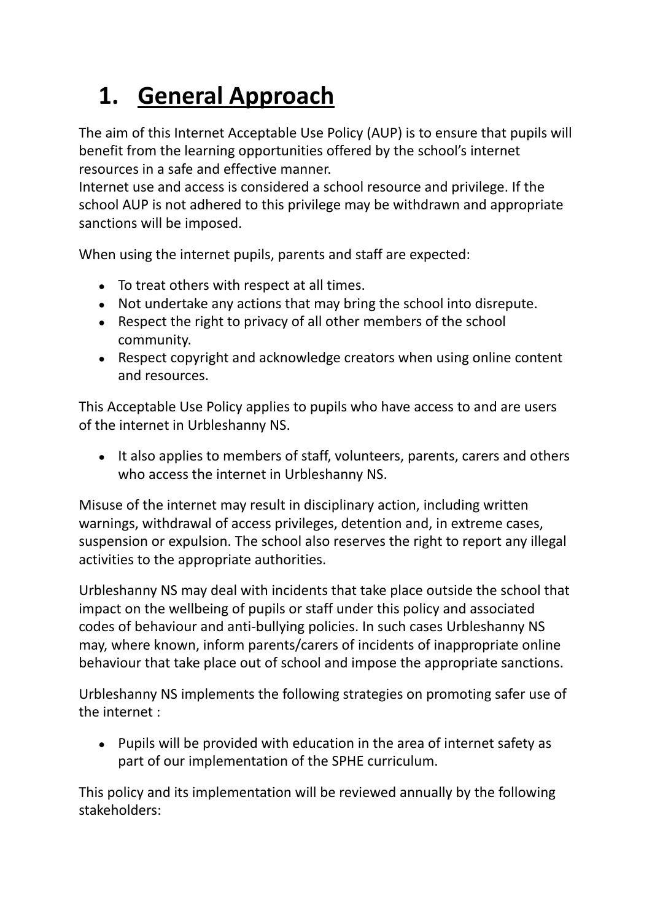# 1. General Approach

The aim of this Internet Acceptable Use Policy (AUP) is to ensure that pupils will benefit from the learning opportunities offered by the school's internet resources in a safe and effective manner.
Internet use and access is considered a school resource and privilege. If the school AUP is not adhered to this privilege may be withdrawn and appropriate sanctions will be imposed.

When using the internet pupils, parents and staff are expected:

- To treat others with respect at all times.
- Not undertake any actions that may bring the school into disrepute.
- Respect the right to privacy of all other members of the school community.
- Respect copyright and acknowledge creators when using online content and resources.

This Acceptable Use Policy applies to pupils who have access to and are users of the internet in Urbleshanny NS.

- It also applies to members of staff, volunteers, parents, carers and others who access the internet in Urbleshanny NS.

Misuse of the internet may result in disciplinary action, including written warnings, withdrawal of access privileges, detention and, in extreme cases, suspension or expulsion. The school also reserves the right to report any illegal activities to the appropriate authorities.

Urbleshanny NS may deal with incidents that take place outside the school that impact on the wellbeing of pupils or staff under this policy and associated codes of behaviour and anti-bullying policies. In such cases Urbleshanny NS may, where known, inform parents/carers of incidents of inappropriate online behaviour that take place out of school and impose the appropriate sanctions.

Urbleshanny NS implements the following strategies on promoting safer use of the internet :

- Pupils will be provided with education in the area of internet safety as part of our implementation of the SPHE curriculum.

This policy and its implementation will be reviewed annually by the following stakeholders: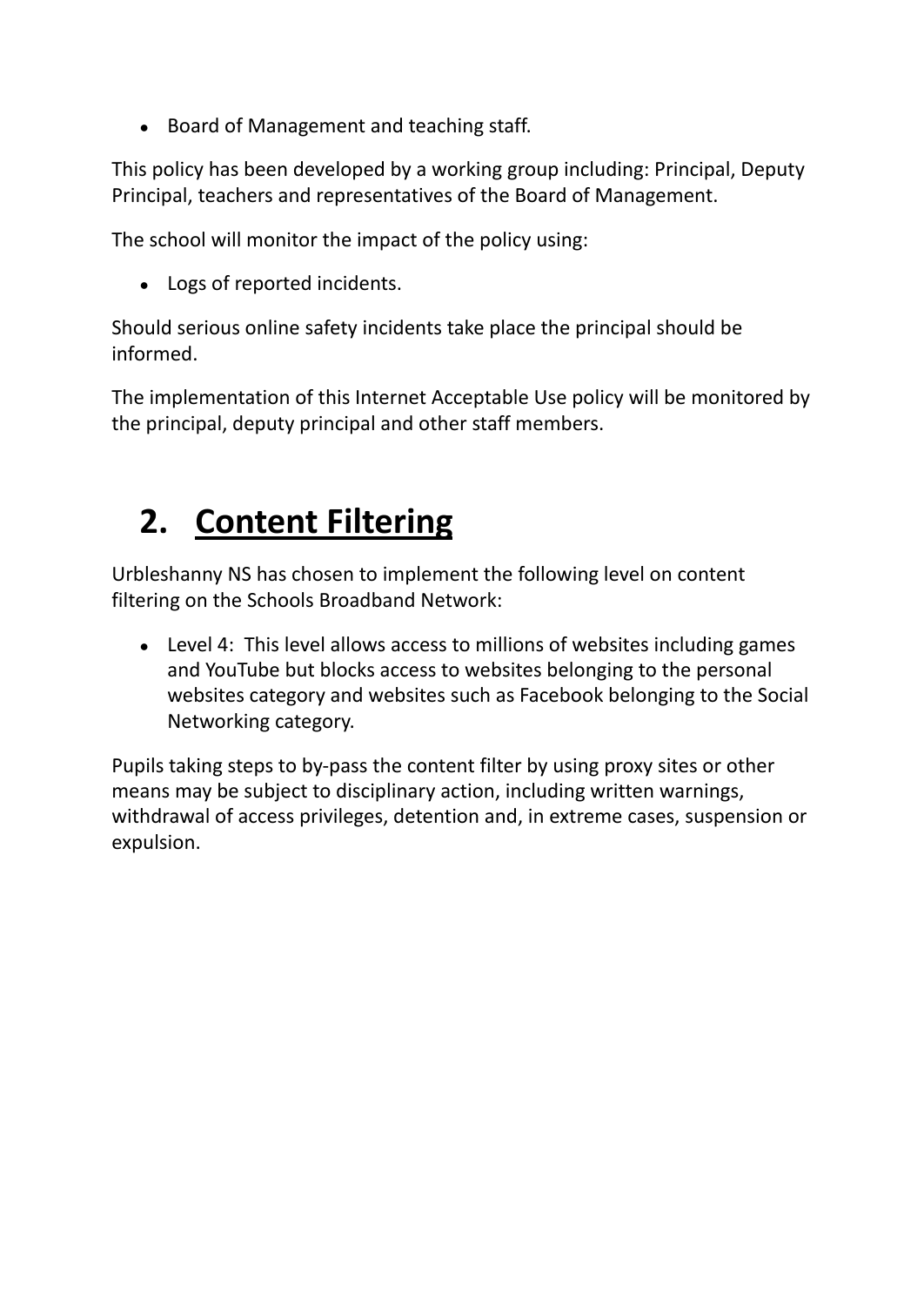- Board of Management and teaching staff.

This policy has been developed by a working group including: Principal, Deputy Principal, teachers and representatives of the Board of Management.

The school will monitor the impact of the policy using:

- Logs of reported incidents.

Should serious online safety incidents take place the principal should be informed.

The implementation of this Internet Acceptable Use policy will be monitored by the principal, deputy principal and other staff members.

## 2. Content Filtering

Urbleshanny NS has chosen to implement the following level on content filtering on the Schools Broadband Network:

- Level 4: This level allows access to millions of websites including games and YouTube but blocks access to websites belonging to the personal websites category and websites such as Facebook belonging to the Social Networking category.

Pupils taking steps to by-pass the content filter by using proxy sites or other means may be subject to disciplinary action, including written warnings, withdrawal of access privileges, detention and, in extreme cases, suspension or expulsion.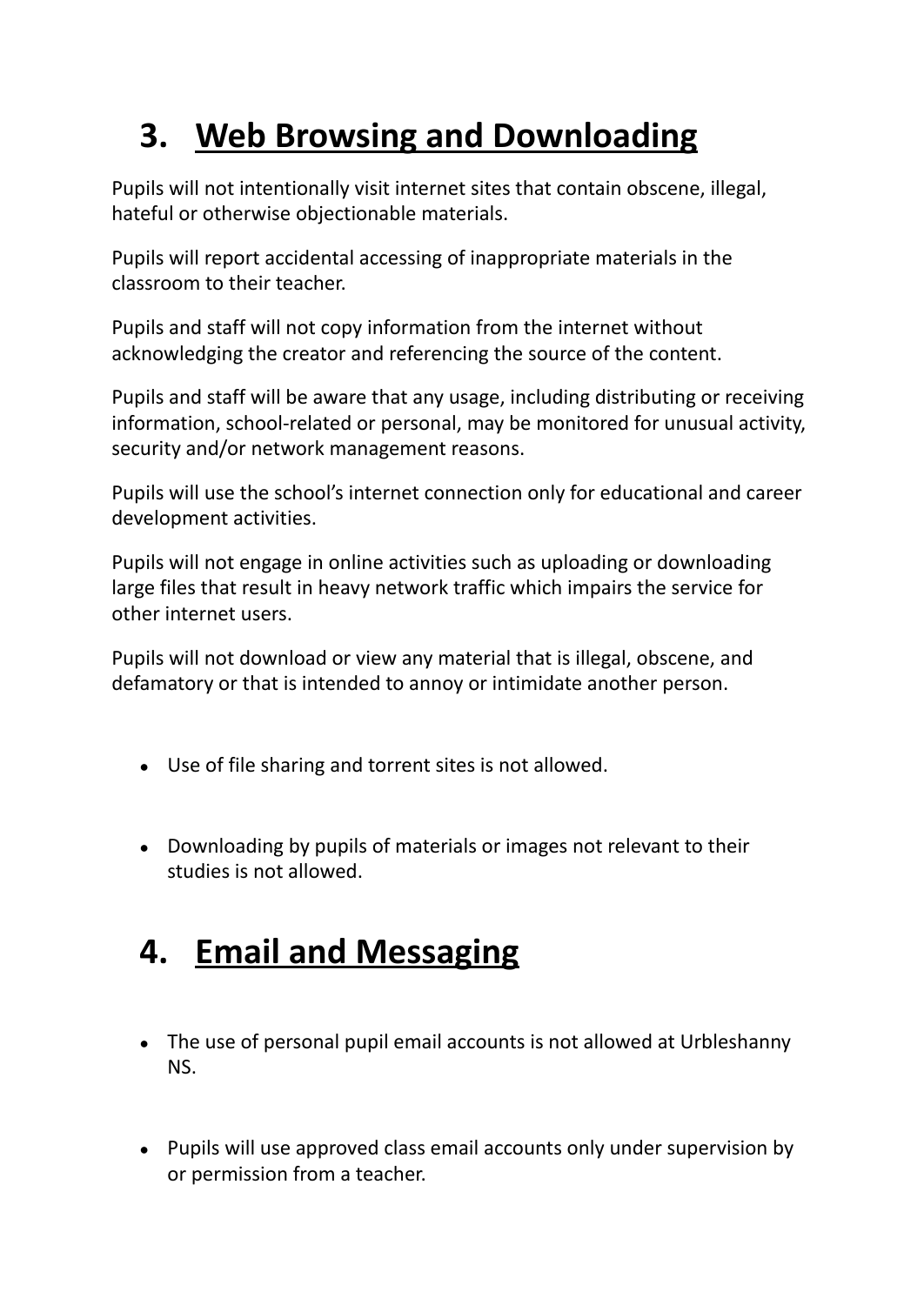## 3. Web Browsing and Downloading

Pupils will not intentionally visit internet sites that contain obscene, illegal, hateful or otherwise objectionable materials.

Pupils will report accidental accessing of inappropriate materials in the classroom to their teacher.

Pupils and staff will not copy information from the internet without acknowledging the creator and referencing the source of the content.

Pupils and staff will be aware that any usage, including distributing or receiving information, school-related or personal, may be monitored for unusual activity, security and/or network management reasons.

Pupils will use the school's internet connection only for educational and career development activities.

Pupils will not engage in online activities such as uploading or downloading large files that result in heavy network traffic which impairs the service for other internet users.

Pupils will not download or view any material that is illegal, obscene, and defamatory or that is intended to annoy or intimidate another person.

- Use of file sharing and torrent sites is not allowed.

- Downloading by pupils of materials or images not relevant to their studies is not allowed.

## 4. Email and Messaging

- The use of personal pupil email accounts is not allowed at Urbleshanny NS.

- Pupils will use approved class email accounts only under supervision by or permission from a teacher.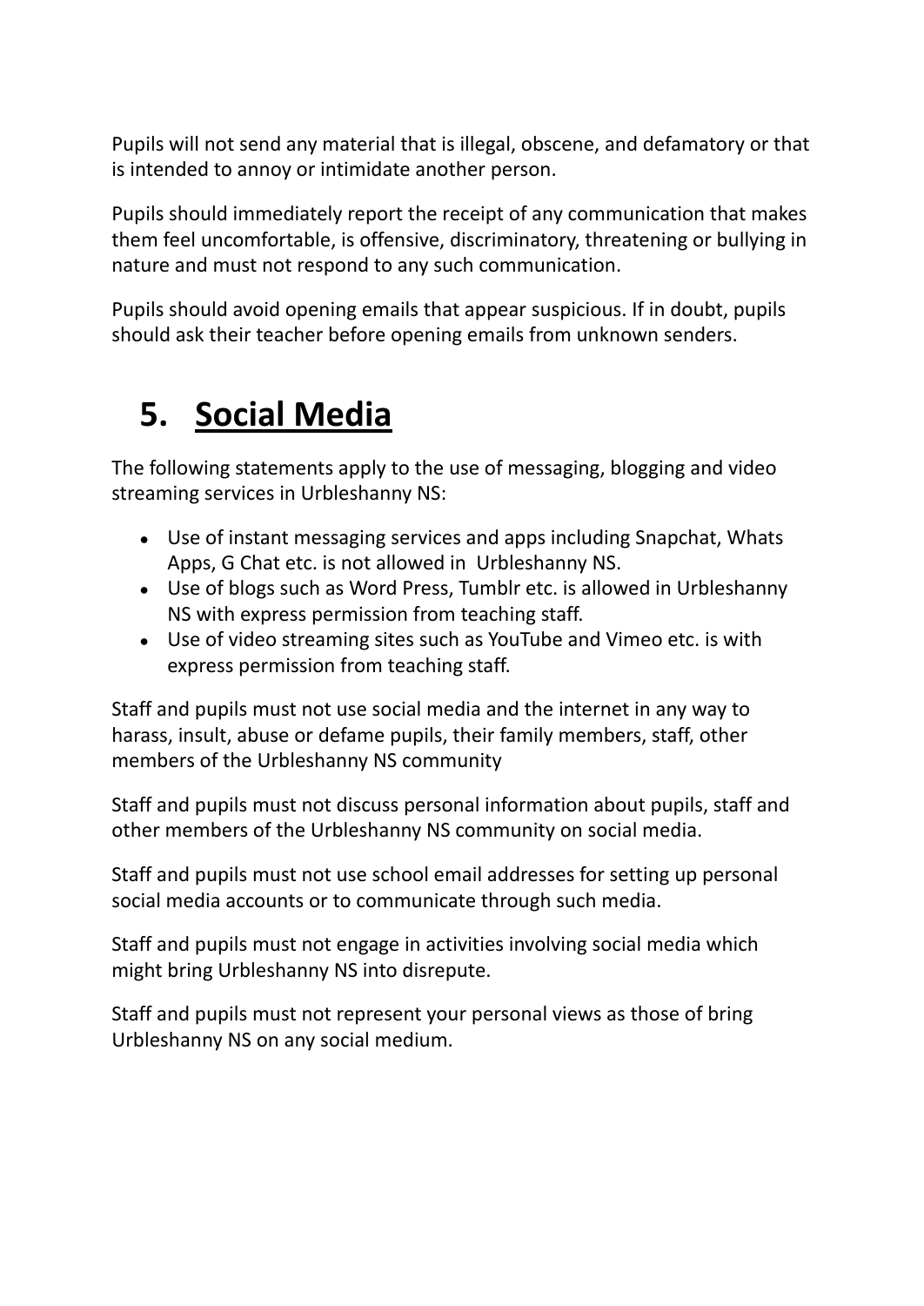Pupils will not send any material that is illegal, obscene, and defamatory or that is intended to annoy or intimidate another person.

Pupils should immediately report the receipt of any communication that makes them feel uncomfortable, is offensive, discriminatory, threatening or bullying in nature and must not respond to any such communication.

Pupils should avoid opening emails that appear suspicious. If in doubt, pupils should ask their teacher before opening emails from unknown senders.

# 5. Social Media

The following statements apply to the use of messaging, blogging and video streaming services in Urbleshanny NS:

- Use of instant messaging services and apps including Snapchat, Whats Apps, G Chat etc. is not allowed in  Urbleshanny NS.
- Use of blogs such as Word Press, Tumblr etc. is allowed in Urbleshanny NS with express permission from teaching staff.
- Use of video streaming sites such as YouTube and Vimeo etc. is with express permission from teaching staff.

Staff and pupils must not use social media and the internet in any way to harass, insult, abuse or defame pupils, their family members, staff, other members of the Urbleshanny NS community

Staff and pupils must not discuss personal information about pupils, staff and other members of the Urbleshanny NS community on social media.

Staff and pupils must not use school email addresses for setting up personal social media accounts or to communicate through such media.

Staff and pupils must not engage in activities involving social media which might bring Urbleshanny NS into disrepute.

Staff and pupils must not represent your personal views as those of bring Urbleshanny NS on any social medium.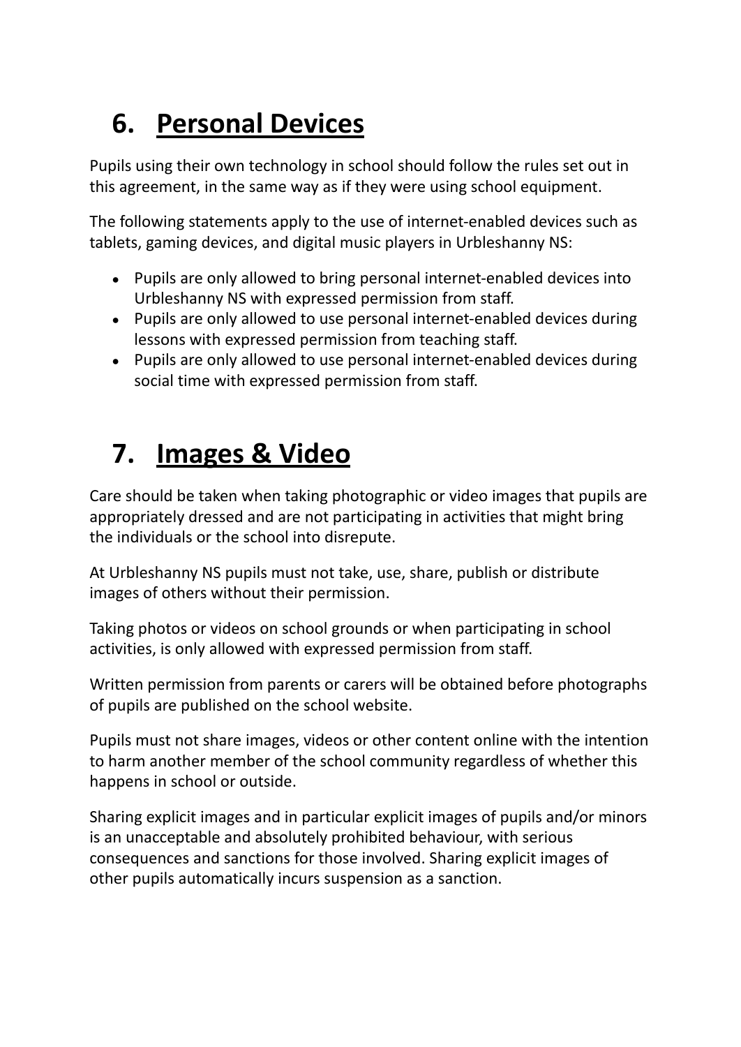## 6. <u>Personal Devices</u>

Pupils using their own technology in school should follow the rules set out in this agreement, in the same way as if they were using school equipment.

The following statements apply to the use of internet-enabled devices such as tablets, gaming devices, and digital music players in Urbleshanny NS:

- Pupils are only allowed to bring personal internet-enabled devices into Urbleshanny NS with expressed permission from staff.
- Pupils are only allowed to use personal internet-enabled devices during lessons with expressed permission from teaching staff.
- Pupils are only allowed to use personal internet-enabled devices during social time with expressed permission from staff.

## 7. <u>Images & Video</u>

Care should be taken when taking photographic or video images that pupils are appropriately dressed and are not participating in activities that might bring the individuals or the school into disrepute.

At Urbleshanny NS pupils must not take, use, share, publish or distribute images of others without their permission.

Taking photos or videos on school grounds or when participating in school activities, is only allowed with expressed permission from staff.

Written permission from parents or carers will be obtained before photographs of pupils are published on the school website.

Pupils must not share images, videos or other content online with the intention to harm another member of the school community regardless of whether this happens in school or outside.

Sharing explicit images and in particular explicit images of pupils and/or minors is an unacceptable and absolutely prohibited behaviour, with serious consequences and sanctions for those involved. Sharing explicit images of other pupils automatically incurs suspension as a sanction.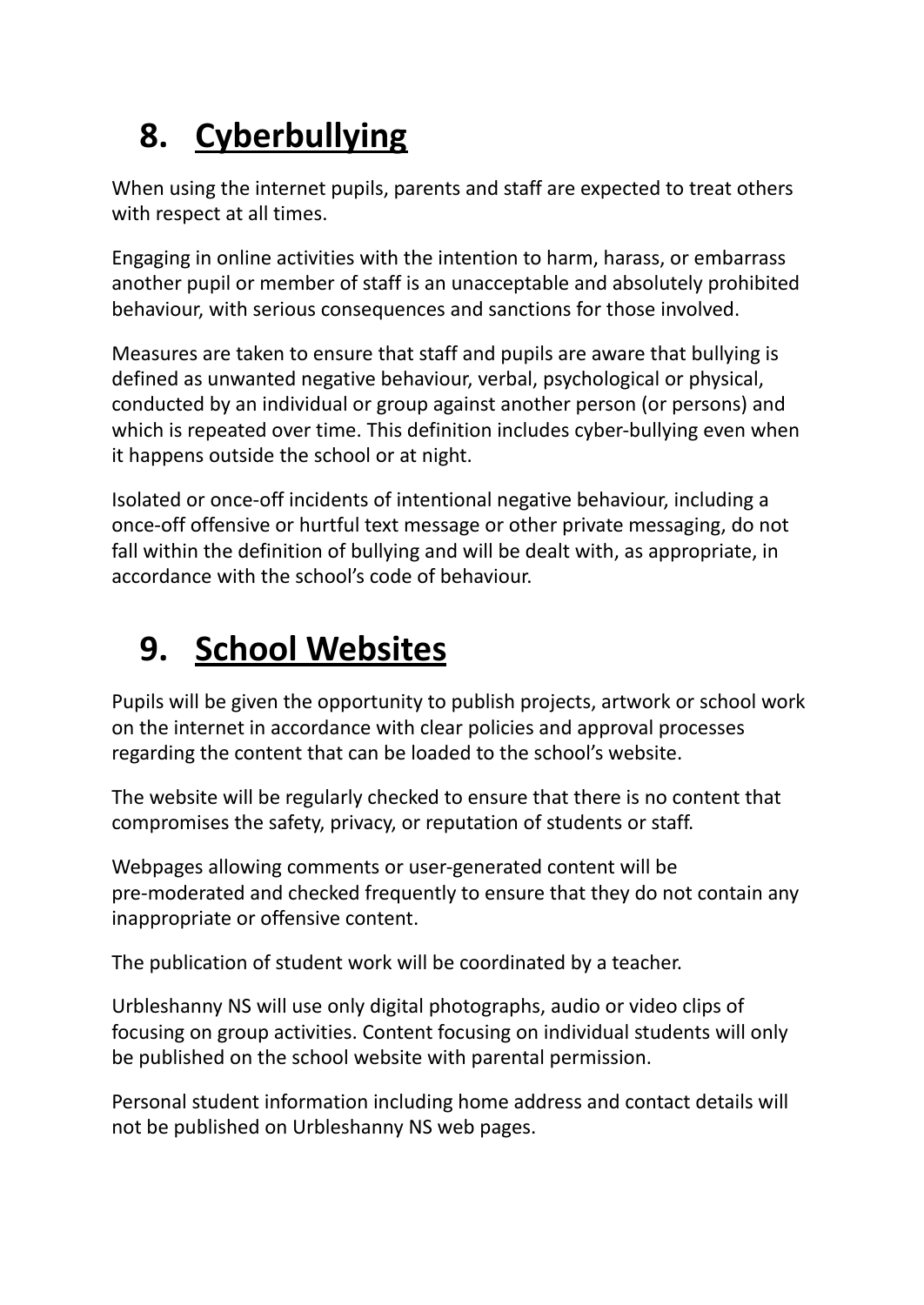# 8. Cyberbullying

When using the internet pupils, parents and staff are expected to treat others with respect at all times.

Engaging in online activities with the intention to harm, harass, or embarrass another pupil or member of staff is an unacceptable and absolutely prohibited behaviour, with serious consequences and sanctions for those involved.

Measures are taken to ensure that staff and pupils are aware that bullying is defined as unwanted negative behaviour, verbal, psychological or physical, conducted by an individual or group against another person (or persons) and which is repeated over time. This definition includes cyber-bullying even when it happens outside the school or at night.

Isolated or once-off incidents of intentional negative behaviour, including a once-off offensive or hurtful text message or other private messaging, do not fall within the definition of bullying and will be dealt with, as appropriate, in accordance with the school's code of behaviour.

# 9. School Websites

Pupils will be given the opportunity to publish projects, artwork or school work on the internet in accordance with clear policies and approval processes regarding the content that can be loaded to the school's website.

The website will be regularly checked to ensure that there is no content that compromises the safety, privacy, or reputation of students or staff.

Webpages allowing comments or user-generated content will be pre-moderated and checked frequently to ensure that they do not contain any inappropriate or offensive content.

The publication of student work will be coordinated by a teacher.

Urbleshanny NS will use only digital photographs, audio or video clips of focusing on group activities. Content focusing on individual students will only be published on the school website with parental permission.

Personal student information including home address and contact details will not be published on Urbleshanny NS web pages.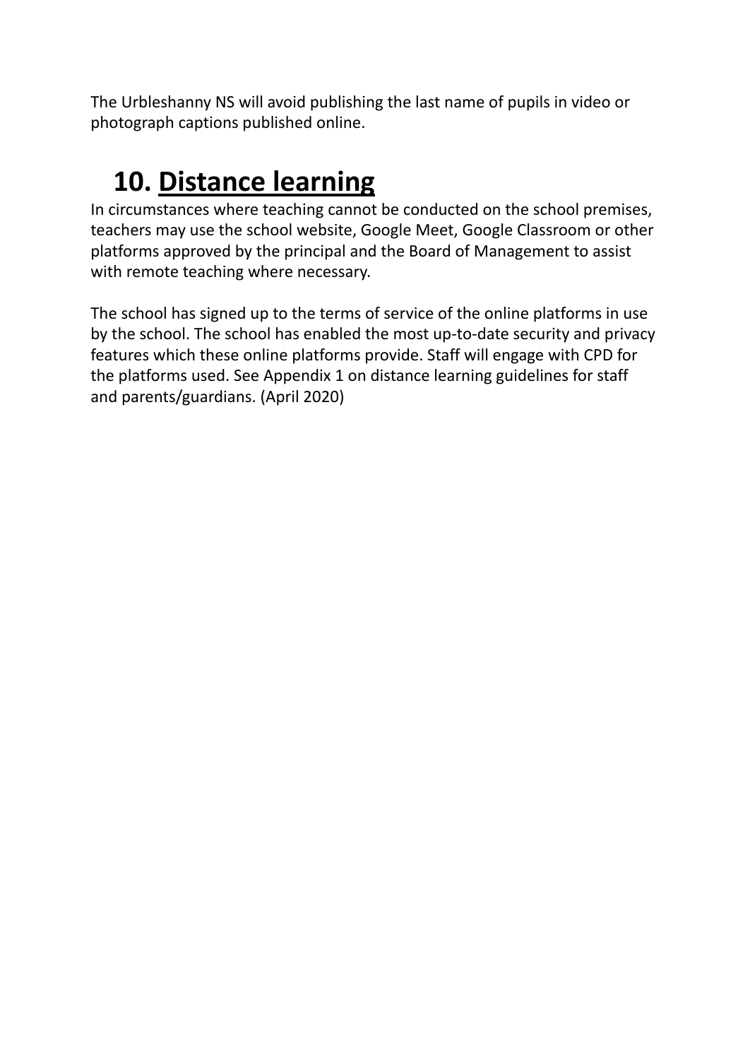The Urbleshanny NS will avoid publishing the last name of pupils in video or photograph captions published online.

## 10. Distance learning

In circumstances where teaching cannot be conducted on the school premises, teachers may use the school website, Google Meet, Google Classroom or other platforms approved by the principal and the Board of Management to assist with remote teaching where necessary.

The school has signed up to the terms of service of the online platforms in use by the school. The school has enabled the most up-to-date security and privacy features which these online platforms provide. Staff will engage with CPD for the platforms used. See Appendix 1 on distance learning guidelines for staff and parents/guardians. (April 2020)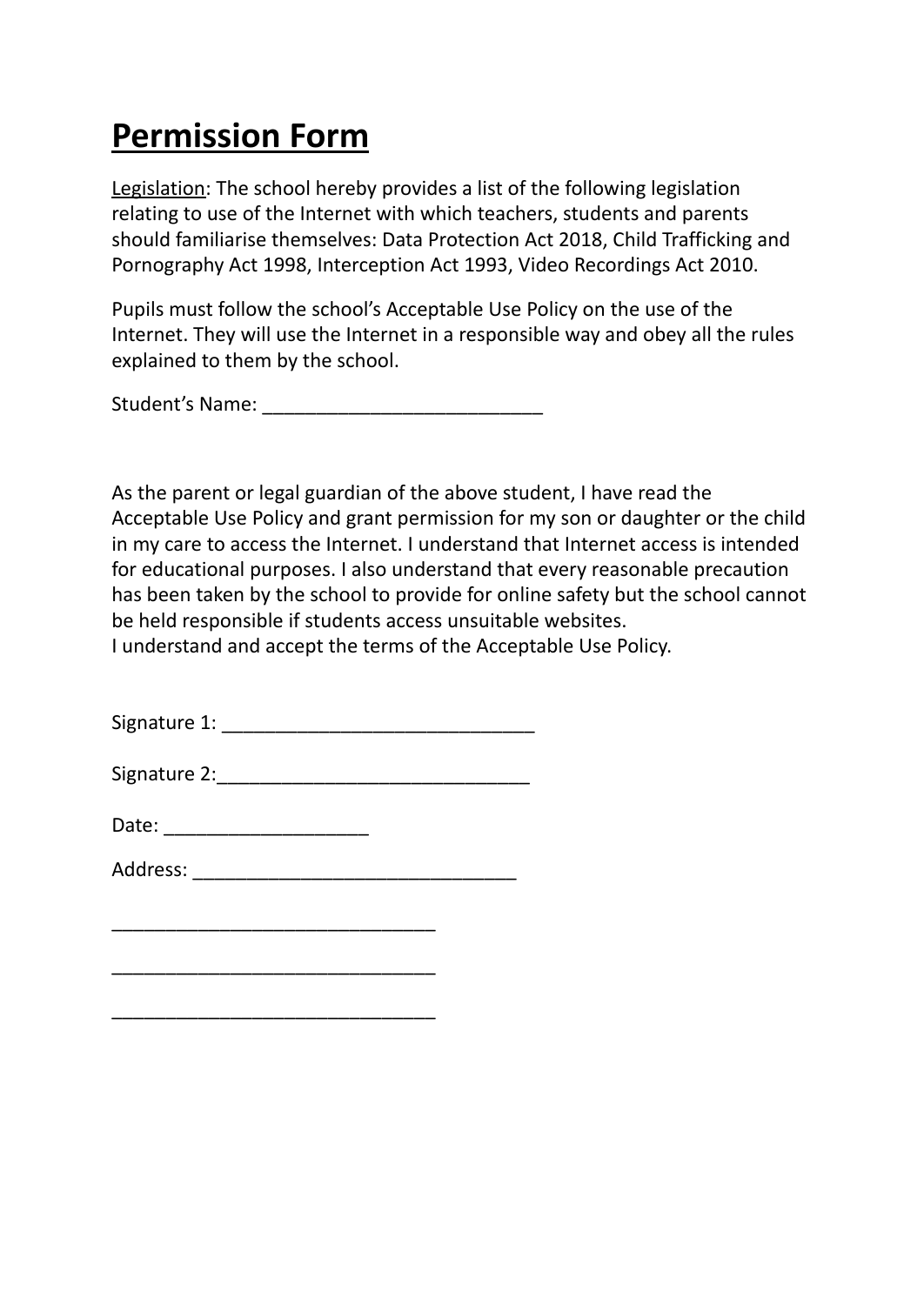# Permission Form

Legislation: The school hereby provides a list of the following legislation relating to use of the Internet with which teachers, students and parents should familiarise themselves: Data Protection Act 2018, Child Trafficking and Pornography Act 1998, Interception Act 1993, Video Recordings Act 2010.

Pupils must follow the school's Acceptable Use Policy on the use of the Internet. They will use the Internet in a responsible way and obey all the rules explained to them by the school.

Student's Name: __________________________

As the parent or legal guardian of the above student, I have read the Acceptable Use Policy and grant permission for my son or daughter or the child in my care to access the Internet. I understand that Internet access is intended for educational purposes. I also understand that every reasonable precaution has been taken by the school to provide for online safety but the school cannot be held responsible if students access unsuitable websites.
I understand and accept the terms of the Acceptable Use Policy.

Signature 1: _____________________________

Signature 2:_____________________________

Date: ___________________

Address: ______________________________

______________________________

______________________________

______________________________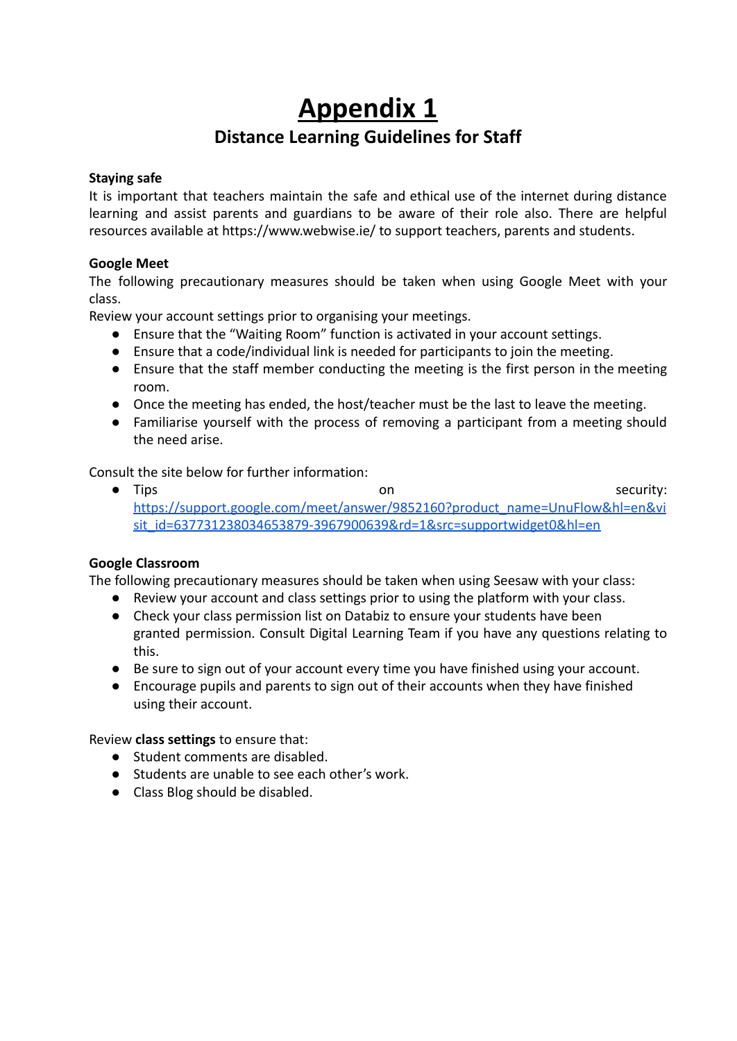# Appendix 1

## Distance Learning Guidelines for Staff

**Staying safe**

It is important that teachers maintain the safe and ethical use of the internet during distance learning and assist parents and guardians to be aware of their role also. There are helpful resources available at https://www.webwise.ie/ to support teachers, parents and students.

**Google Meet**

The following precautionary measures should be taken when using Google Meet with your class.

Review your account settings prior to organising your meetings.

- Ensure that the "Waiting Room" function is activated in your account settings.
- Ensure that a code/individual link is needed for participants to join the meeting.
- Ensure that the staff member conducting the meeting is the first person in the meeting room.
- Once the meeting has ended, the host/teacher must be the last to leave the meeting.
- Familiarise yourself with the process of removing a participant from a meeting should the need arise.

Consult the site below for further information:

- Tips on security: [https://support.google.com/meet/answer/9852160?product_name=UnuFlow&hl=en&visit_id=637731238034653879-3967900639&rd=1&src=supportwidget0&hl=en](https://support.google.com/meet/answer/9852160?product_name=UnuFlow&hl=en&visit_id=637731238034653879-3967900639&rd=1&src=supportwidget0&hl=en)

**Google Classroom**

The following precautionary measures should be taken when using Seesaw with your class:

- Review your account and class settings prior to using the platform with your class.
- Check your class permission list on Databiz to ensure your students have been granted permission. Consult Digital Learning Team if you have any questions relating to this.
- Be sure to sign out of your account every time you have finished using your account.
- Encourage pupils and parents to sign out of their accounts when they have finished using their account.

Review **class settings** to ensure that:

- Student comments are disabled.
- Students are unable to see each other's work.
- Class Blog should be disabled.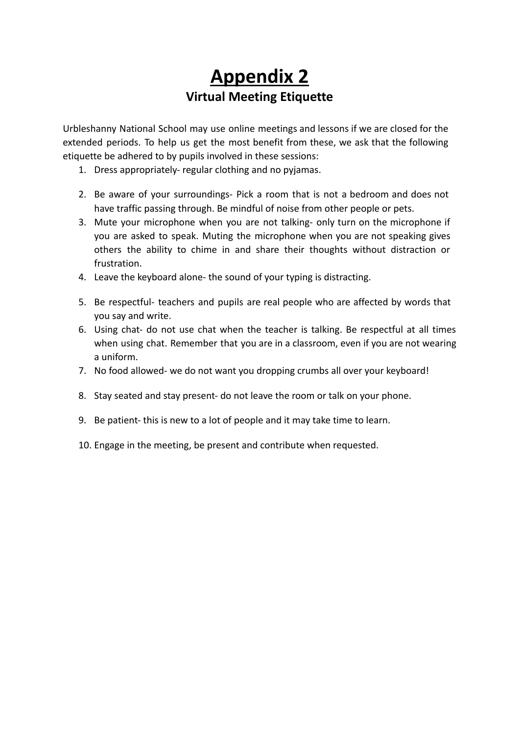# Appendix 2

## Virtual Meeting Etiquette

Urbleshanny National School may use online meetings and lessons if we are closed for the extended periods. To help us get the most benefit from these, we ask that the following etiquette be adhered to by pupils involved in these sessions:

1. Dress appropriately- regular clothing and no pyjamas.
2. Be aware of your surroundings- Pick a room that is not a bedroom and does not have traffic passing through. Be mindful of noise from other people or pets.
3. Mute your microphone when you are not talking- only turn on the microphone if you are asked to speak. Muting the microphone when you are not speaking gives others the ability to chime in and share their thoughts without distraction or frustration.
4. Leave the keyboard alone- the sound of your typing is distracting.
5. Be respectful- teachers and pupils are real people who are affected by words that you say and write.
6. Using chat- do not use chat when the teacher is talking. Be respectful at all times when using chat. Remember that you are in a classroom, even if you are not wearing a uniform.
7. No food allowed- we do not want you dropping crumbs all over your keyboard!
8. Stay seated and stay present- do not leave the room or talk on your phone.
9. Be patient- this is new to a lot of people and it may take time to learn.
10. Engage in the meeting, be present and contribute when requested.